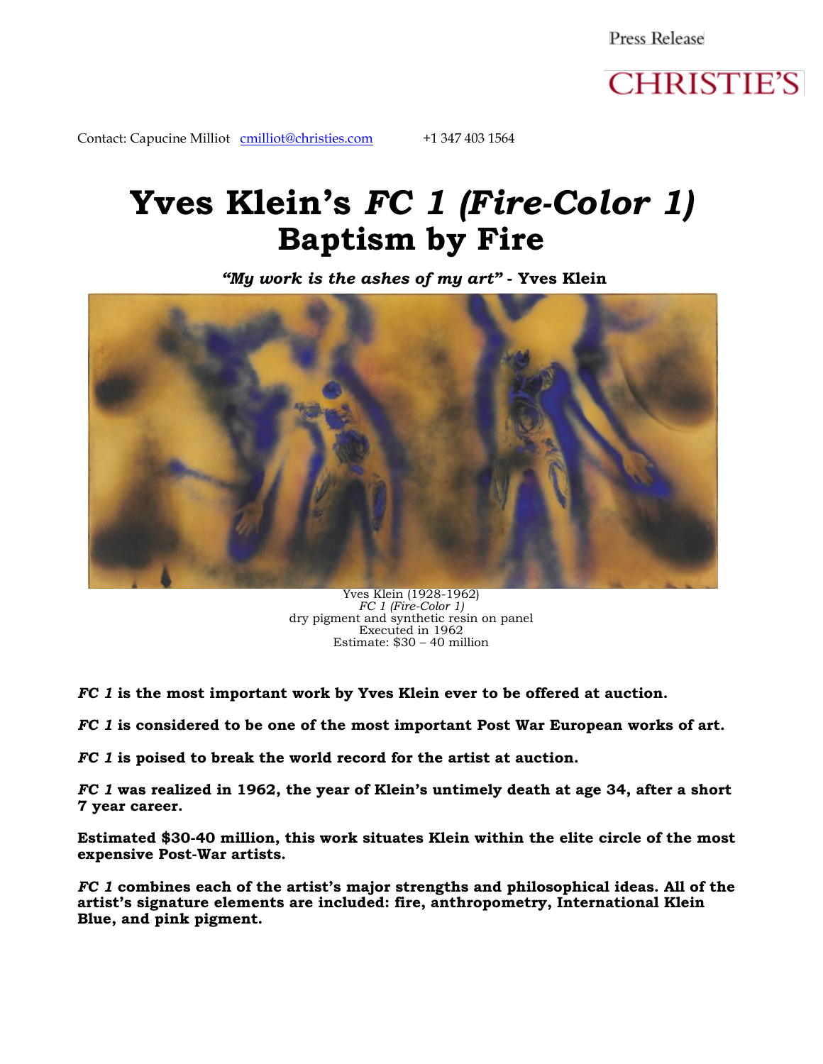Press Release

CHRISTIE'S

Contact: Capucine Milliot [cmilliot@christies.com](mailto:cmilliot@christies.com) +1 347 403 1564

# Yves Klein's *FC 1 (Fire-Color 1)* Baptism by Fire

***"My work is the ashes of my art"* - Yves Klein**

Yves Klein (1928-1962)
*FC 1 (Fire-Color 1)*
dry pigment and synthetic resin on panel
Executed in 1962
Estimate: $30 – 40 million

***FC 1* is the most important work by Yves Klein ever to be offered at auction.**

***FC 1* is considered to be one of the most important Post War European works of art.**

***FC 1* is poised to break the world record for the artist at auction.**

***FC 1* was realized in 1962, the year of Klein's untimely death at age 34, after a short 7 year career.**

**Estimated $30-40 million, this work situates Klein within the elite circle of the most expensive Post-War artists.**

***FC 1* combines each of the artist's major strengths and philosophical ideas. All of the artist's signature elements are included: fire, anthropometry, International Klein Blue, and pink pigment.**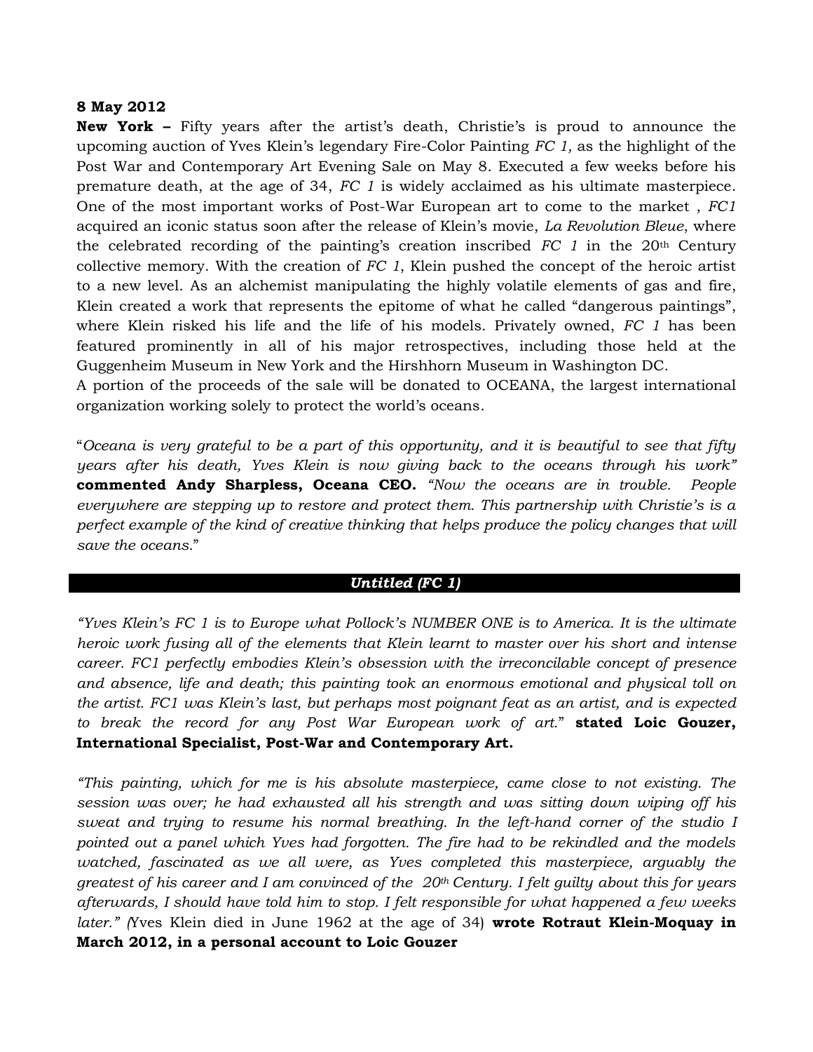**8 May 2012**

**New York –** Fifty years after the artist's death, Christie's is proud to announce the upcoming auction of Yves Klein's legendary Fire-Color Painting *FC 1,* as the highlight of the Post War and Contemporary Art Evening Sale on May 8. Executed a few weeks before his premature death, at the age of 34, *FC 1* is widely acclaimed as his ultimate masterpiece. One of the most important works of Post-War European art to come to the market , *FC1* acquired an iconic status soon after the release of Klein's movie, *La Revolution Bleue*, where the celebrated recording of the painting's creation inscribed *FC 1* in the 20th Century collective memory. With the creation of *FC 1*, Klein pushed the concept of the heroic artist to a new level. As an alchemist manipulating the highly volatile elements of gas and fire, Klein created a work that represents the epitome of what he called "dangerous paintings", where Klein risked his life and the life of his models. Privately owned, *FC 1* has been featured prominently in all of his major retrospectives, including those held at the Guggenheim Museum in New York and the Hirshhorn Museum in Washington DC.

A portion of the proceeds of the sale will be donated to OCEANA, the largest international organization working solely to protect the world's oceans.

"*Oceana is very grateful to be a part of this opportunity, and it is beautiful to see that fifty years after his death, Yves Klein is now giving back to the oceans through his work"* **commented Andy Sharpless, Oceana CEO.** *"Now the oceans are in trouble. People everywhere are stepping up to restore and protect them. This partnership with Christie's is a perfect example of the kind of creative thinking that helps produce the policy changes that will save the oceans.*"

## *Untitled (FC 1)*

*"Yves Klein's FC 1 is to Europe what Pollock's NUMBER ONE is to America. It is the ultimate heroic work fusing all of the elements that Klein learnt to master over his short and intense career. FC1 perfectly embodies Klein's obsession with the irreconcilable concept of presence and absence, life and death; this painting took an enormous emotional and physical toll on the artist. FC1 was Klein's last, but perhaps most poignant feat as an artist, and is expected to break the record for any Post War European work of art.*" **stated Loic Gouzer, International Specialist, Post-War and Contemporary Art.**

*"This painting, which for me is his absolute masterpiece, came close to not existing. The session was over; he had exhausted all his strength and was sitting down wiping off his sweat and trying to resume his normal breathing. In the left-hand corner of the studio I pointed out a panel which Yves had forgotten. The fire had to be rekindled and the models watched, fascinated as we all were, as Yves completed this masterpiece, arguably the greatest of his career and I am convinced of the 20th Century. I felt guilty about this for years afterwards, I should have told him to stop. I felt responsible for what happened a few weeks later." (*Yves Klein died in June 1962 at the age of 34) **wrote Rotraut Klein-Moquay in March 2012, in a personal account to Loic Gouzer**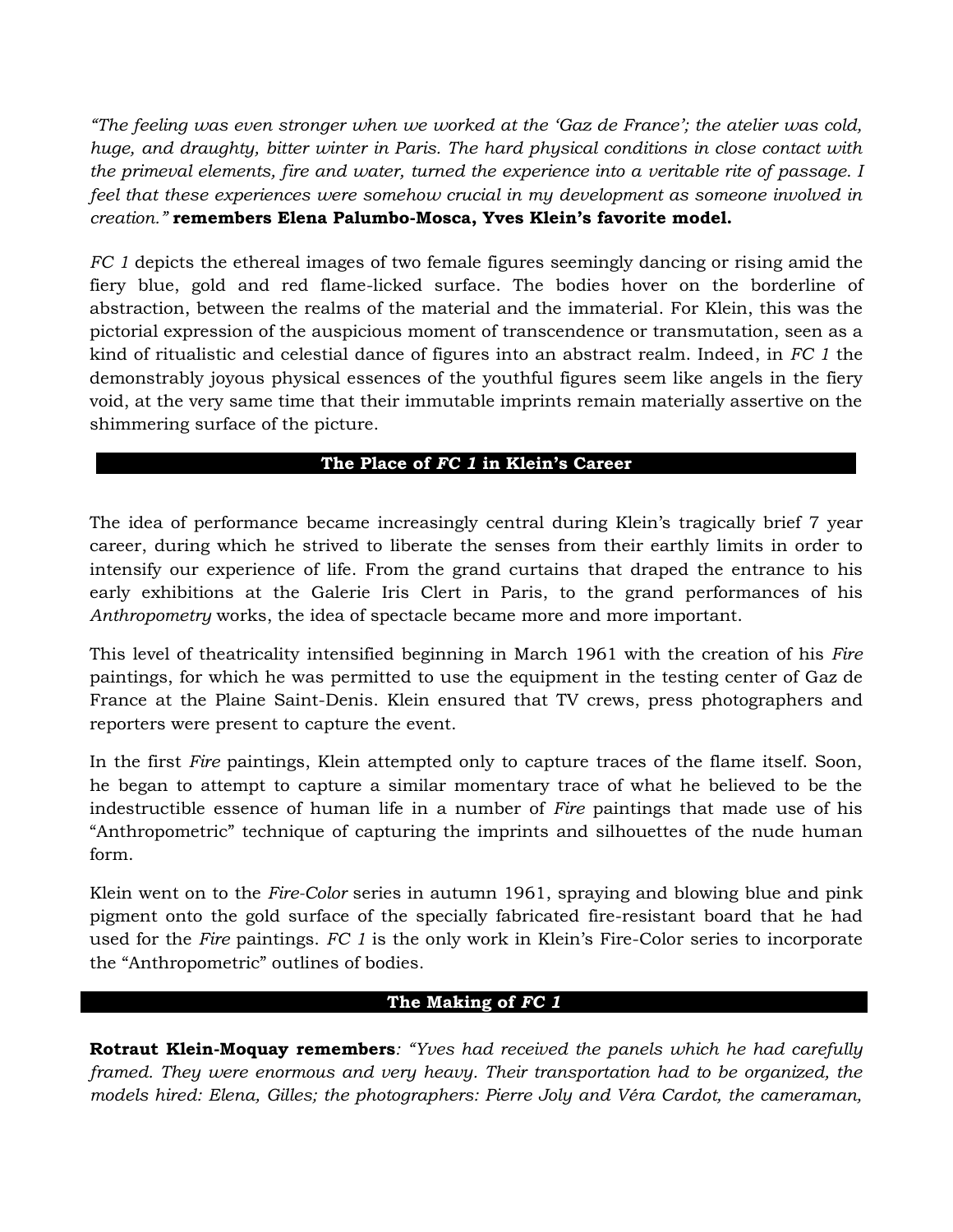*"The feeling was even stronger when we worked at the 'Gaz de France'; the atelier was cold, huge, and draughty, bitter winter in Paris. The hard physical conditions in close contact with the primeval elements, fire and water, turned the experience into a veritable rite of passage. I feel that these experiences were somehow crucial in my development as someone involved in creation."* **remembers Elena Palumbo-Mosca, Yves Klein's favorite model.**

*FC 1* depicts the ethereal images of two female figures seemingly dancing or rising amid the fiery blue, gold and red flame-licked surface. The bodies hover on the borderline of abstraction, between the realms of the material and the immaterial. For Klein, this was the pictorial expression of the auspicious moment of transcendence or transmutation, seen as a kind of ritualistic and celestial dance of figures into an abstract realm. Indeed, in *FC 1* the demonstrably joyous physical essences of the youthful figures seem like angels in the fiery void, at the very same time that their immutable imprints remain materially assertive on the shimmering surface of the picture.

## The Place of *FC 1* in Klein's Career

The idea of performance became increasingly central during Klein's tragically brief 7 year career, during which he strived to liberate the senses from their earthly limits in order to intensify our experience of life. From the grand curtains that draped the entrance to his early exhibitions at the Galerie Iris Clert in Paris, to the grand performances of his *Anthropometry* works, the idea of spectacle became more and more important.

This level of theatricality intensified beginning in March 1961 with the creation of his *Fire* paintings, for which he was permitted to use the equipment in the testing center of Gaz de France at the Plaine Saint-Denis. Klein ensured that TV crews, press photographers and reporters were present to capture the event.

In the first *Fire* paintings, Klein attempted only to capture traces of the flame itself. Soon, he began to attempt to capture a similar momentary trace of what he believed to be the indestructible essence of human life in a number of *Fire* paintings that made use of his "Anthropometric" technique of capturing the imprints and silhouettes of the nude human form.

Klein went on to the *Fire-Color* series in autumn 1961, spraying and blowing blue and pink pigment onto the gold surface of the specially fabricated fire-resistant board that he had used for the *Fire* paintings. *FC 1* is the only work in Klein's Fire-Color series to incorporate the "Anthropometric" outlines of bodies.

## The Making of *FC 1*

**Rotraut Klein-Moquay remembers***: "Yves had received the panels which he had carefully framed. They were enormous and very heavy. Their transportation had to be organized, the models hired: Elena, Gilles; the photographers: Pierre Joly and Véra Cardot, the cameraman,*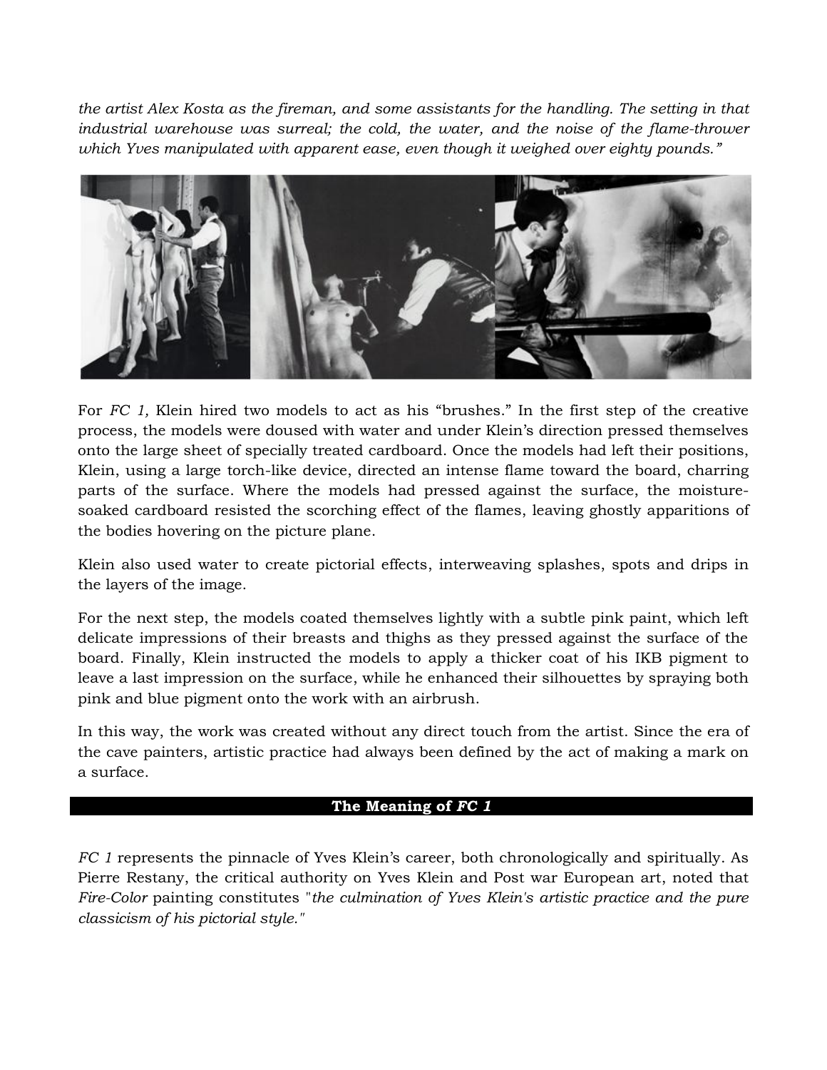*the artist Alex Kosta as the fireman, and some assistants for the handling. The setting in that industrial warehouse was surreal; the cold, the water, and the noise of the flame-thrower which Yves manipulated with apparent ease, even though it weighed over eighty pounds."*

For *FC 1,* Klein hired two models to act as his "brushes." In the first step of the creative process, the models were doused with water and under Klein's direction pressed themselves onto the large sheet of specially treated cardboard. Once the models had left their positions, Klein, using a large torch-like device, directed an intense flame toward the board, charring parts of the surface. Where the models had pressed against the surface, the moisture-soaked cardboard resisted the scorching effect of the flames, leaving ghostly apparitions of the bodies hovering on the picture plane.

Klein also used water to create pictorial effects, interweaving splashes, spots and drips in the layers of the image.

For the next step, the models coated themselves lightly with a subtle pink paint, which left delicate impressions of their breasts and thighs as they pressed against the surface of the board. Finally, Klein instructed the models to apply a thicker coat of his IKB pigment to leave a last impression on the surface, while he enhanced their silhouettes by spraying both pink and blue pigment onto the work with an airbrush.

In this way, the work was created without any direct touch from the artist. Since the era of the cave painters, artistic practice had always been defined by the act of making a mark on a surface.

## The Meaning of *FC 1*

*FC 1* represents the pinnacle of Yves Klein's career, both chronologically and spiritually. As Pierre Restany, the critical authority on Yves Klein and Post war European art, noted that *Fire-Color* painting constitutes "*the culmination of Yves Klein's artistic practice and the pure classicism of his pictorial style."*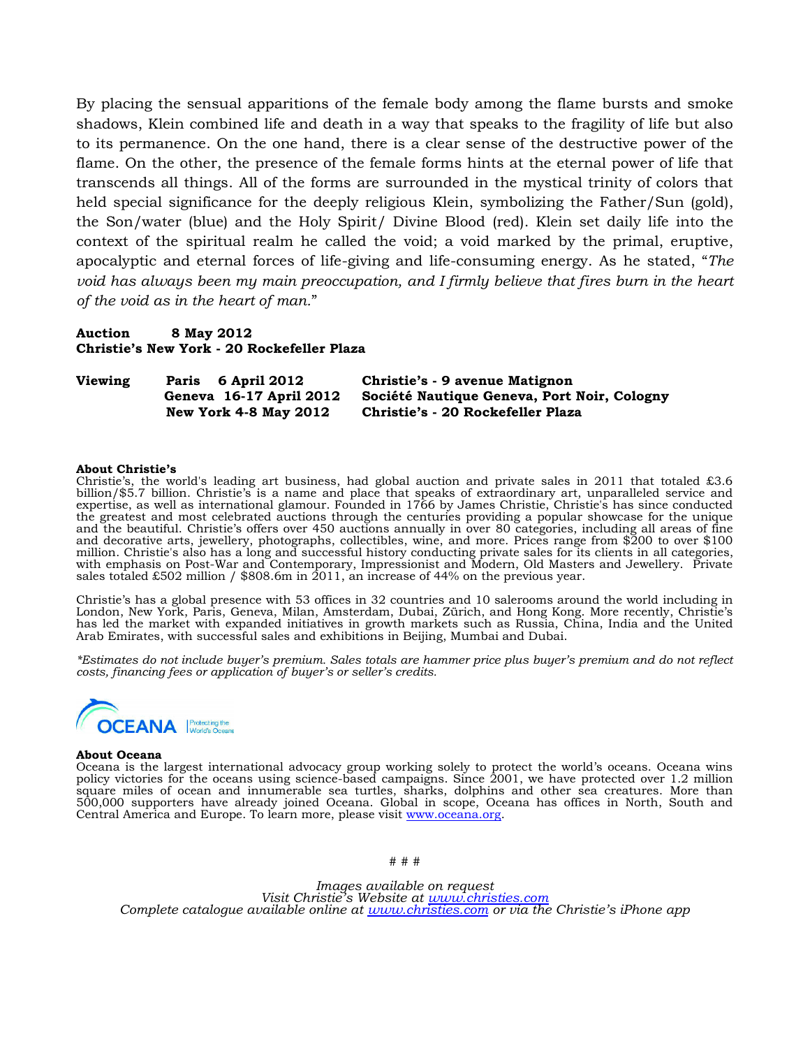By placing the sensual apparitions of the female body among the flame bursts and smoke shadows, Klein combined life and death in a way that speaks to the fragility of life but also to its permanence. On the one hand, there is a clear sense of the destructive power of the flame. On the other, the presence of the female forms hints at the eternal power of life that transcends all things. All of the forms are surrounded in the mystical trinity of colors that held special significance for the deeply religious Klein, symbolizing the Father/Sun (gold), the Son/water (blue) and the Holy Spirit/ Divine Blood (red). Klein set daily life into the context of the spiritual realm he called the void; a void marked by the primal, eruptive, apocalyptic and eternal forces of life-giving and life-consuming energy. As he stated, "*The void has always been my main preoccupation, and I firmly believe that fires burn in the heart of the void as in the heart of man.*"

**Auction** **8 May 2012**
**Christie's New York - 20 Rockefeller Plaza**

| | | | |
|---|---|---|---|
| **Viewing** | **Paris** | **6 April 2012** | **Christie's - 9 avenue Matignon** |
| | **Geneva** | **16-17 April 2012** | **Société Nautique Geneva, Port Noir, Cologny** |
| | **New York** | **4-8 May 2012** | **Christie's - 20 Rockefeller Plaza** |

**About Christie's**
Christie's, the world's leading art business, had global auction and private sales in 2011 that totaled £3.6 billion/$5.7 billion. Christie's is a name and place that speaks of extraordinary art, unparalleled service and expertise, as well as international glamour. Founded in 1766 by James Christie, Christie's has since conducted the greatest and most celebrated auctions through the centuries providing a popular showcase for the unique and the beautiful. Christie's offers over 450 auctions annually in over 80 categories, including all areas of fine and decorative arts, jewellery, photographs, collectibles, wine, and more. Prices range from $200 to over $100 million. Christie's also has a long and successful history conducting private sales for its clients in all categories, with emphasis on Post-War and Contemporary, Impressionist and Modern, Old Masters and Jewellery. Private sales totaled £502 million / $808.6m in 2011, an increase of 44% on the previous year.

Christie's has a global presence with 53 offices in 32 countries and 10 salerooms around the world including in London, New York, Paris, Geneva, Milan, Amsterdam, Dubai, Zürich, and Hong Kong. More recently, Christie's has led the market with expanded initiatives in growth markets such as Russia, China, India and the United Arab Emirates, with successful sales and exhibitions in Beijing, Mumbai and Dubai.

*\*Estimates do not include buyer's premium. Sales totals are hammer price plus buyer's premium and do not reflect costs, financing fees or application of buyer's or seller's credits.*

OCEANA | Protecting the World's Oceans

**About Oceana**
Oceana is the largest international advocacy group working solely to protect the world's oceans. Oceana wins policy victories for the oceans using science-based campaigns. Since 2001, we have protected over 1.2 million square miles of ocean and innumerable sea turtles, sharks, dolphins and other sea creatures. More than 500,000 supporters have already joined Oceana. Global in scope, Oceana has offices in North, South and Central America and Europe. To learn more, please visit www.oceana.org.

# # #

*Images available on request*
*Visit Christie's Website at www.christies.com*
*Complete catalogue available online at www.christies.com or via the Christie's iPhone app*